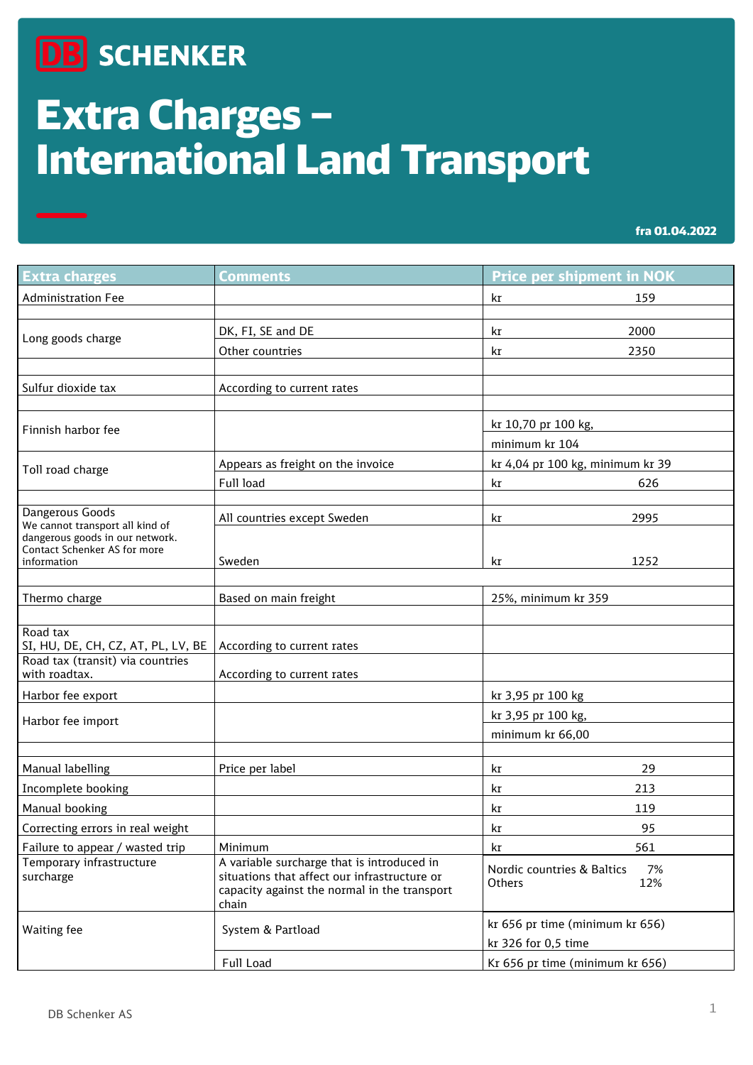DB SCHENKER

# Extra Charges – International Land Transport

fra 01.04.2022

| Extra charges | Comments | Price per shipment in NOK |
|---|---|---|
| Administration Fee | | kr 159 |
| | | |
| Long goods charge | DK, FI, SE and DE | kr 2000 |
| | Other countries | kr 2350 |
| | | |
| Sulfur dioxide tax | According to current rates | |
| | | |
| Finnish harbor fee | | kr 10,70 pr 100 kg, minimum kr 104 |
| Toll road charge | Appears as freight on the invoice | kr 4,04 pr 100 kg, minimum kr 39 |
| | Full load | kr 626 |
| | | |
| Dangerous Goods<br>We cannot transport all kind of dangerous goods in our network. Contact Schenker AS for more information | All countries except Sweden | kr 2995 |
| | Sweden | kr 1252 |
| | | |
| Thermo charge | Based on main freight | 25%, minimum kr 359 |
| | | |
| Road tax<br>SI, HU, DE, CH, CZ, AT, PL, LV, BE | According to current rates | |
| Road tax (transit) via countries with roadtax. | According to current rates | |
| Harbor fee export | | kr 3,95 pr 100 kg |
| Harbor fee import | | kr 3,95 pr 100 kg, minimum kr 66,00 |
| | | |
| Manual labelling | Price per label | kr 29 |
| Incomplete booking | | kr 213 |
| Manual booking | | kr 119 |
| Correcting errors in real weight | | kr 95 |
| Failure to appear / wasted trip | Minimum | kr 561 |
| Temporary infrastructure surcharge | A variable surcharge that is introduced in situations that affect our infrastructure or capacity against the normal in the transport chain | Nordic countries & Baltics 7%<br>Others 12% |
| Waiting fee | System & Partload | kr 656 pr time (minimum kr 656)<br>kr 326 for 0,5 time |
| | Full Load | Kr 656 pr time (minimum kr 656) |

DB Schenker AS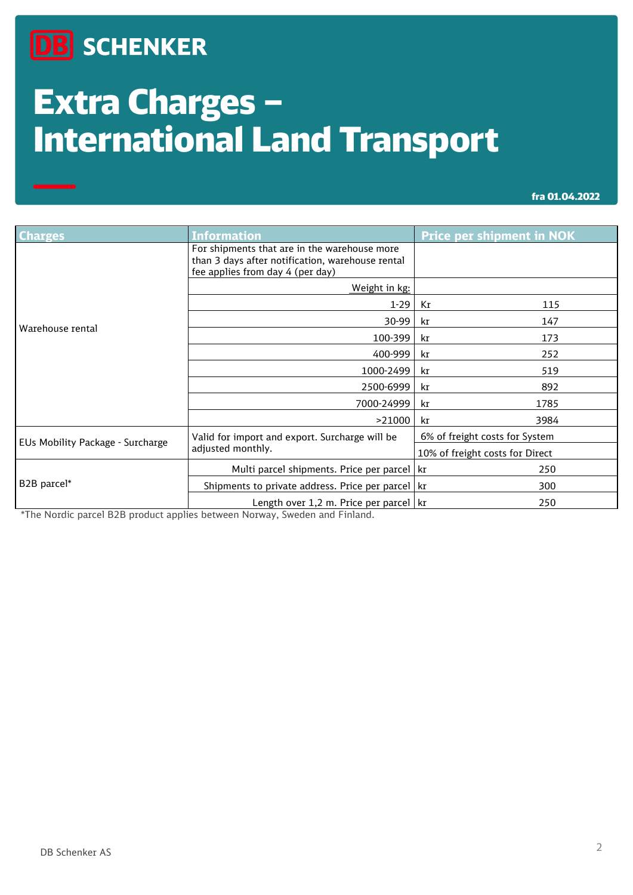**DB SCHENKER**

# Extra Charges – International Land Transport

**fra 01.04.2022**

| Charges | Information | Price per shipment in NOK | |
|---|---|---|---|
| Warehouse rental | For shipments that are in the warehouse more than 3 days after notification, warehouse rental fee applies from day 4 (per day) | | |
| | Weight in kg: | | |
| | 1-29 | Kr | 115 |
| | 30-99 | kr | 147 |
| | 100-399 | kr | 173 |
| | 400-999 | kr | 252 |
| | 1000-2499 | kr | 519 |
| | 2500-6999 | kr | 892 |
| | 7000-24999 | kr | 1785 |
| | >21000 | kr | 3984 |
| EUs Mobility Package - Surcharge | Valid for import and export. Surcharge will be adjusted monthly. | 6% of freight costs for System | |
| | | 10% of freight costs for Direct | |
| B2B parcel* | Multi parcel shipments. Price per parcel | kr | 250 |
| | Shipments to private address. Price per parcel | kr | 300 |
| | Length over 1,2 m. Price per parcel | kr | 250 |

*The Nordic parcel B2B product applies between Norway, Sweden and Finland.

DB Schenker AS